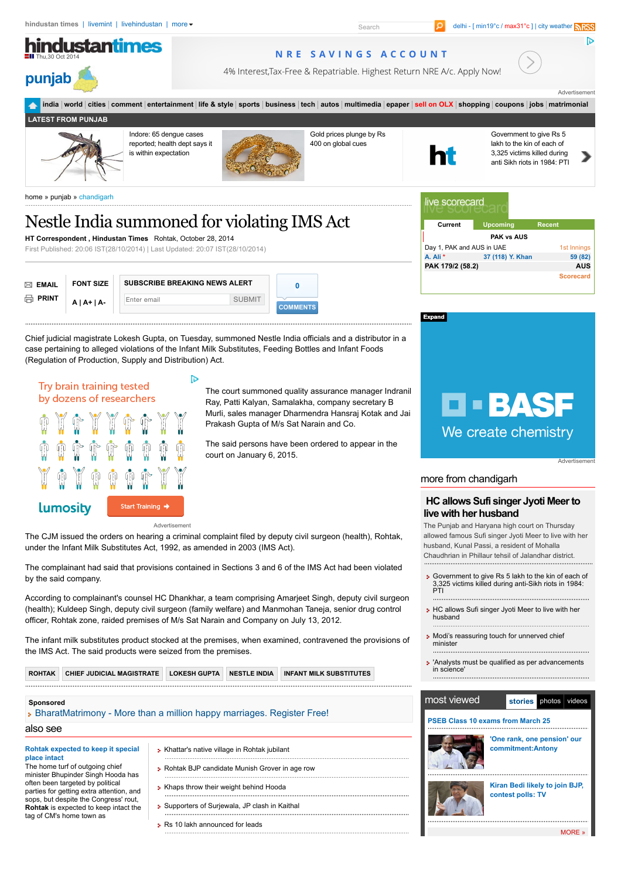hindustan times | livemint | livehindustan | more

delhi - [ min19°c / max31°c ] | city weather

hindustantimes
Thu,30 Oct 2014

punjab

NRE SAVINGS ACCOUNT
4% Interest,Tax-Free & Repatriable. Highest Return NRE A/c. Apply Now!

Advertisement

india | world | cities | comment | entertainment | life & style | sports | business | tech | autos | multimedia | epaper | sell on OLX | shopping | coupons | jobs | matrimonial

LATEST FROM PUNJAB

Indore: 65 dengue cases reported; health dept says it is within expectation

Gold prices plunge by Rs 400 on global cues

Government to give Rs 5 lakh to the kin of each of 3,325 victims killed during anti Sikh riots in 1984: PTI

home » punjab » chandigarh

# Nestle India summoned for violating IMS Act

**HT Correspondent , Hindustan Times** Rohtak, October 28, 2014

First Published: 20:06 IST(28/10/2014) | Last Updated: 20:07 IST(28/10/2014)

EMAIL | PRINT | FONT SIZE A | A+ | A- | SUBSCRIBE BREAKING NEWS ALERT | 0 COMMENTS

Chief judicial magistrate Lokesh Gupta, on Tuesday, summoned Nestle India officials and a distributor in a case pertaining to alleged violations of the Infant Milk Substitutes, Feeding Bottles and Infant Foods (Regulation of Production, Supply and Distribution) Act.

The court summoned quality assurance manager Indranil Ray, Patti Kalyan, Samalakha, company secretary B Murli, sales manager Dharmendra Hansraj Kotak and Jai Prakash Gupta of M/s Sat Narain and Co.

The said persons have been ordered to appear in the court on January 6, 2015.

Try brain training tested by dozens of researchers — lumosity — Start Training

Advertisement

The CJM issued the orders on hearing a criminal complaint filed by deputy civil surgeon (health), Rohtak, under the Infant Milk Substitutes Act, 1992, as amended in 2003 (IMS Act).

The complainant had said that provisions contained in Sections 3 and 6 of the IMS Act had been violated by the said company.

According to complainant's counsel HC Dhankhar, a team comprising Amarjeet Singh, deputy civil surgeon (health); Kuldeep Singh, deputy civil surgeon (family welfare) and Manmohan Taneja, senior drug control officer, Rohtak zone, raided premises of M/s Sat Narain and Company on July 13, 2012.

The infant milk substitutes product stocked at the premises, when examined, contravened the provisions of the IMS Act. The said products were seized from the premises.

ROHTAK | CHIEF JUDICIAL MAGISTRATE | LOKESH GUPTA | NESTLE INDIA | INFANT MILK SUBSTITUTES

**Sponsored**
- BharatMatrimony - More than a million happy marriages. Register Free!

## also see

**Rohtak expected to keep it special place intact**
The home turf of outgoing chief minister Bhupinder Singh Hooda has often been targeted by political parties for getting extra attention, and sops, but despite the Congress' rout, **Rohtak** is expected to keep intact the tag of CM's home town as

- Khattar's native village in Rohtak jubilant
- Rohtak BJP candidate Munish Grover in age row
- Khaps throw their weight behind Hooda
- Supporters of Surjewala, JP clash in Kaithal
- Rs 10 lakh announced for leads

## live scorecard

Current | Upcoming | Recent

PAK vs AUS

Day 1, PAK and AUS in UAE — 1st Innings

A. Ali * 37 (118) Y. Khan 59 (82)

PAK 179/2 (58.2) — AUS

Scorecard

BASF — We create chemistry

Advertisement

## more from chandigarh

### HC allows Sufi singer Jyoti Meer to live with her husband

The Punjab and Haryana high court on Thursday allowed famous Sufi singer Jyoti Meer to live with her husband, Kunal Passi, a resident of Mohalla Chaudhrian in Phillaur tehsil of Jalandhar district.

- Government to give Rs 5 lakh to the kin of each of 3,325 victims killed during anti-Sikh riots in 1984: PTI
- HC allows Sufi singer Jyoti Meer to live with her husband
- Modi's reassuring touch for unnerved chief minister
- 'Analysts must be qualified as per advancements in science'

## most viewed

stories | photos | videos

**PSEB Class 10 exams from March 25**

**'One rank, one pension' our commitment:Antony**

**Kiran Bedi likely to join BJP, contest polls: TV**

MORE »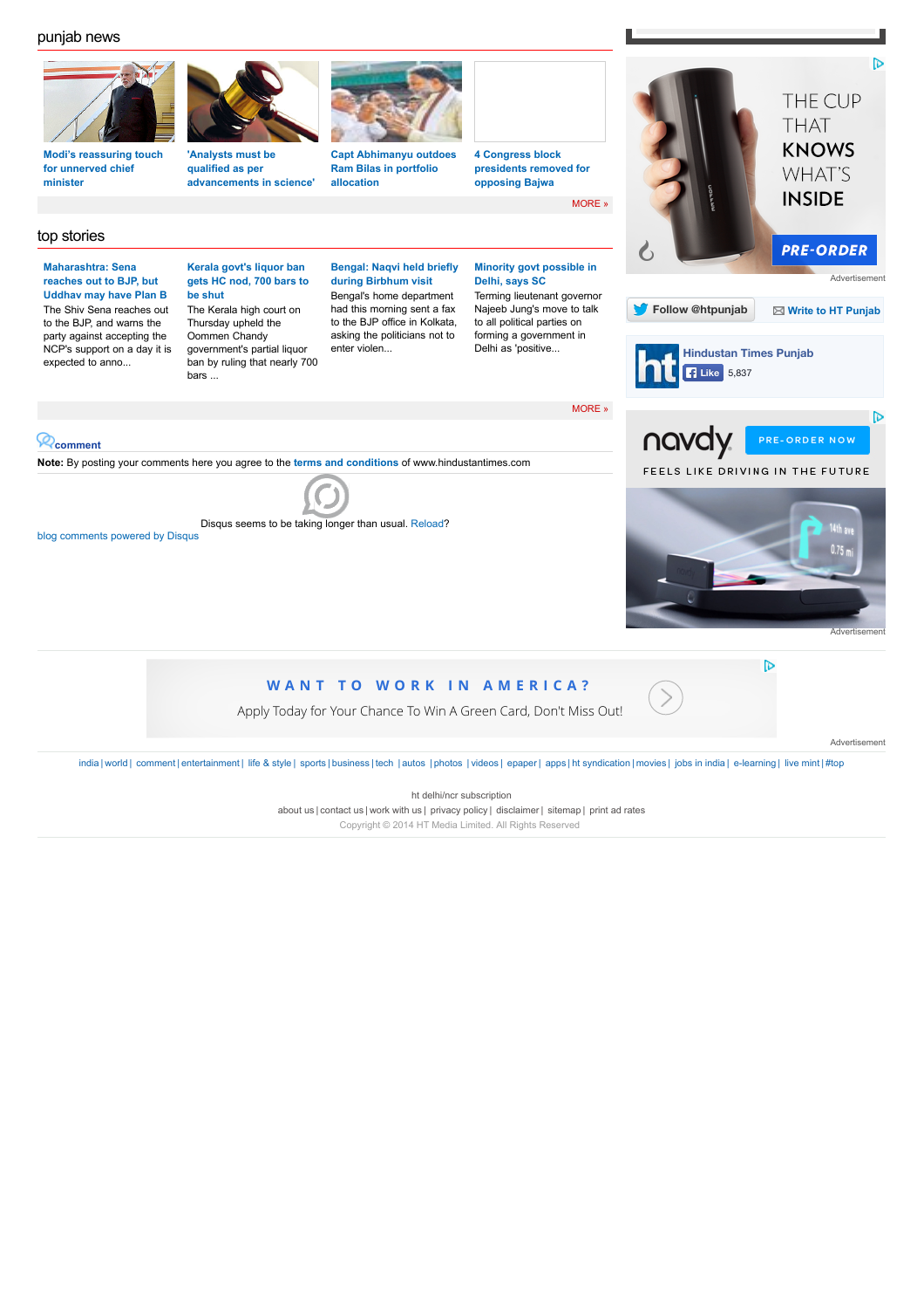## punjab news

**Modi's reassuring touch for unnerved chief minister**

**'Analysts must be qualified as per advancements in science'**

**Capt Abhimanyu outdoes Ram Bilas in portfolio allocation**

**4 Congress block presidents removed for opposing Bajwa**

MORE »

## top stories

**Maharashtra: Sena reaches out to BJP, but Uddhav may have Plan B**

The Shiv Sena reaches out to the BJP, and warns the party against accepting the NCP's support on a day it is expected to anno...

**Kerala govt's liquor ban gets HC nod, 700 bars to be shut**

The Kerala high court on Thursday upheld the Oommen Chandy government's partial liquor ban by ruling that nearly 700 bars ...

**Bengal: Naqvi held briefly during Birbhum visit**

Bengal's home department had this morning sent a fax to the BJP office in Kolkata, asking the politicians not to enter violen...

**Minority govt possible in Delhi, says SC**

Terming lieutenant governor Najeeb Jung's move to talk to all political parties on forming a government in Delhi as 'positive...

MORE »

**comment**

**Note:** By posting your comments here you agree to the terms and conditions of www.hindustantimes.com

Disqus seems to be taking longer than usual. Reload?

blog comments powered by Disqus

THE CUP THAT KNOWS WHAT'S INSIDE

PRE-ORDER

Advertisement

Follow @htpunjab | Write to HT Punjab

Hindustan Times Punjab

Like 5,837

navdy PRE-ORDER NOW

FEELS LIKE DRIVING IN THE FUTURE

Advertisement

WANT TO WORK IN AMERICA?

Apply Today for Your Chance To Win A Green Card, Don't Miss Out!

Advertisement

india | world | comment | entertainment | life & style | sports | business | tech | autos | photos | videos | epaper | apps | ht syndication | movies | jobs in india | e-learning | live mint | #top

ht delhi/ncr subscription

about us | contact us | work with us | privacy policy | disclaimer | sitemap | print ad rates

Copyright © 2014 HT Media Limited. All Rights Reserved